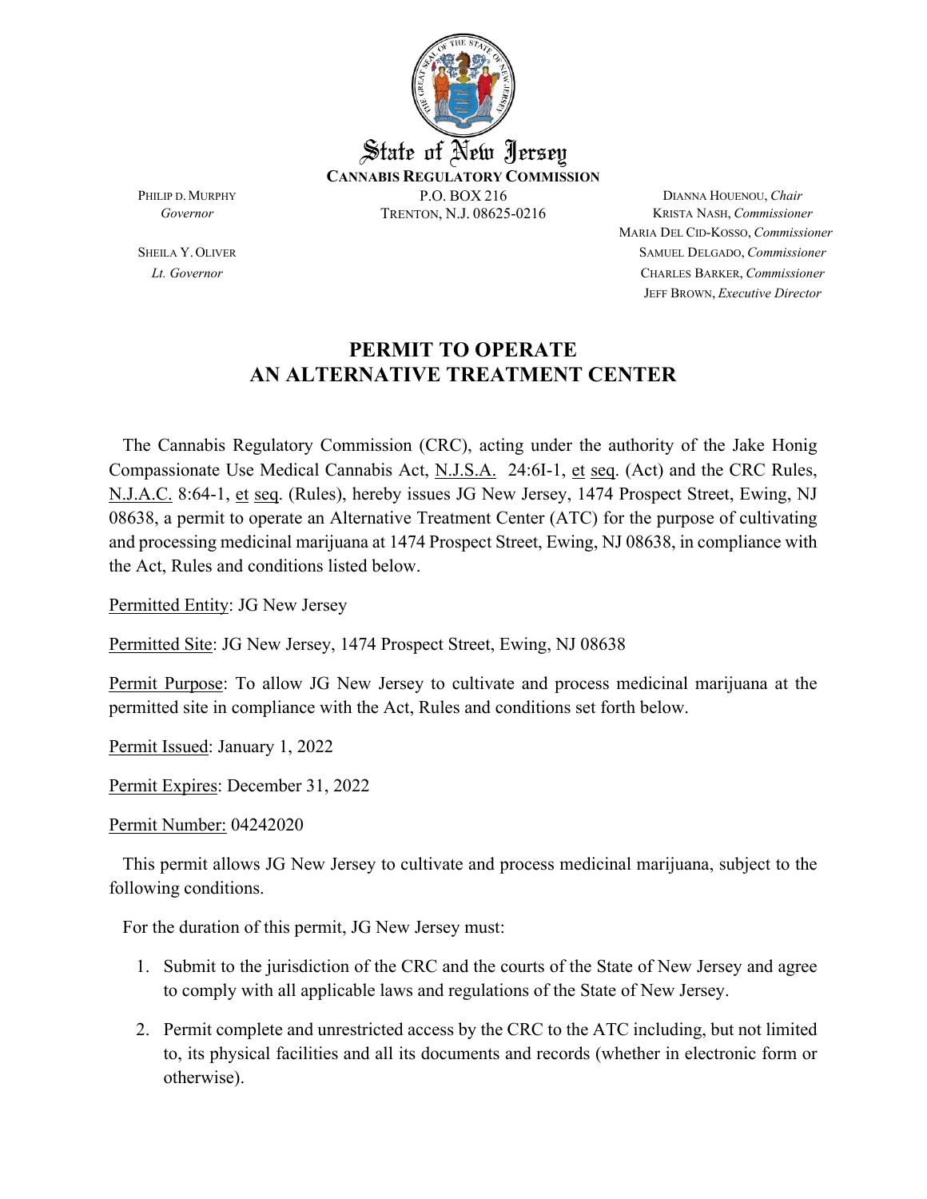State of New Jersey

**CANNABIS REGULATORY COMMISSION**

P.O. BOX 216
TRENTON, N.J. 08625-0216

PHILIP D. MURPHY, *Governor*

SHEILA Y. OLIVER, *Lt. Governor*

DIANNA HOUENOU, *Chair*
KRISTA NASH, *Commissioner*
MARIA DEL CID-KOSSO, *Commissioner*
SAMUEL DELGADO, *Commissioner*
CHARLES BARKER, *Commissioner*
JEFF BROWN, *Executive Director*

# PERMIT TO OPERATE AN ALTERNATIVE TREATMENT CENTER

The Cannabis Regulatory Commission (CRC), acting under the authority of the Jake Honig Compassionate Use Medical Cannabis Act, N.J.S.A. 24:6I-1, et seq. (Act) and the CRC Rules, N.J.A.C. 8:64-1, et seq. (Rules), hereby issues JG New Jersey, 1474 Prospect Street, Ewing, NJ 08638, a permit to operate an Alternative Treatment Center (ATC) for the purpose of cultivating and processing medicinal marijuana at 1474 Prospect Street, Ewing, NJ 08638, in compliance with the Act, Rules and conditions listed below.

Permitted Entity: JG New Jersey

Permitted Site: JG New Jersey, 1474 Prospect Street, Ewing, NJ 08638

Permit Purpose: To allow JG New Jersey to cultivate and process medicinal marijuana at the permitted site in compliance with the Act, Rules and conditions set forth below.

Permit Issued: January 1, 2022

Permit Expires: December 31, 2022

Permit Number: 04242020

This permit allows JG New Jersey to cultivate and process medicinal marijuana, subject to the following conditions.

For the duration of this permit, JG New Jersey must:

1. Submit to the jurisdiction of the CRC and the courts of the State of New Jersey and agree to comply with all applicable laws and regulations of the State of New Jersey.
2. Permit complete and unrestricted access by the CRC to the ATC including, but not limited to, its physical facilities and all its documents and records (whether in electronic form or otherwise).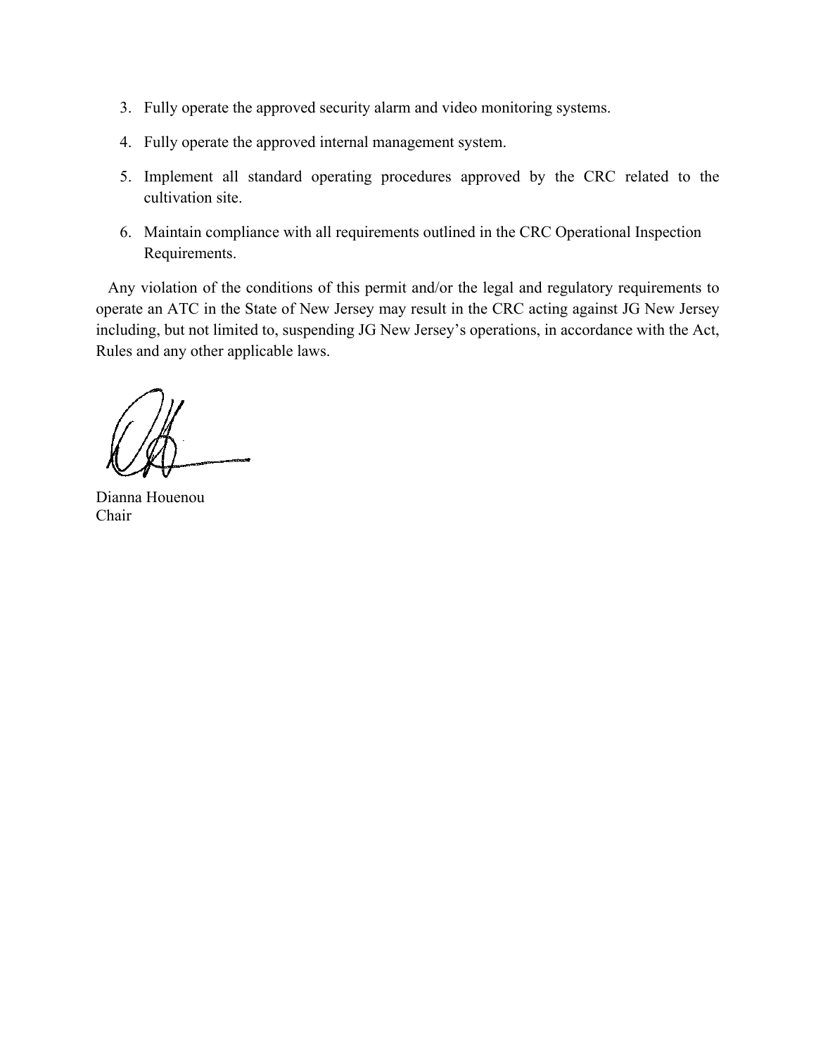3. Fully operate the approved security alarm and video monitoring systems.
4. Fully operate the approved internal management system.
5. Implement all standard operating procedures approved by the CRC related to the cultivation site.
6. Maintain compliance with all requirements outlined in the CRC Operational Inspection Requirements.

Any violation of the conditions of this permit and/or the legal and regulatory requirements to operate an ATC in the State of New Jersey may result in the CRC acting against JG New Jersey including, but not limited to, suspending JG New Jersey's operations, in accordance with the Act, Rules and any other applicable laws.

Dianna Houenou
Chair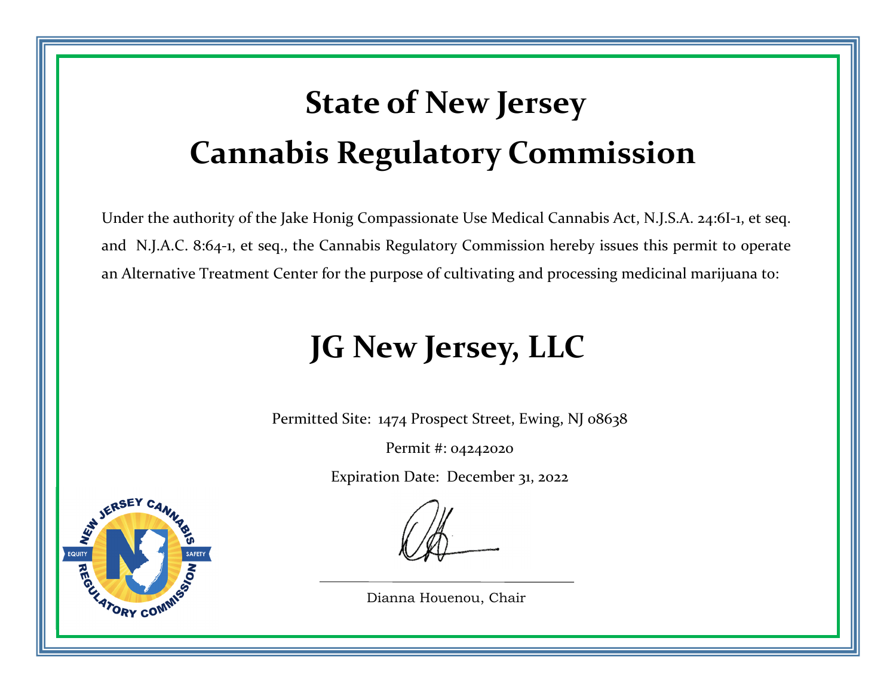# State of New Jersey

# Cannabis Regulatory Commission

Under the authority of the Jake Honig Compassionate Use Medical Cannabis Act, N.J.S.A. 24:6I-1, et seq. and N.J.A.C. 8:64-1, et seq., the Cannabis Regulatory Commission hereby issues this permit to operate an Alternative Treatment Center for the purpose of cultivating and processing medicinal marijuana to:

## JG New Jersey, LLC

Permitted Site: 1474 Prospect Street, Ewing, NJ 08638

Permit #: 04242020

Expiration Date: December 31, 2022

Dianna Houenou, Chair

NEW JERSEY CANNABIS REGULATORY COMMISSION

EQUITY SAFETY